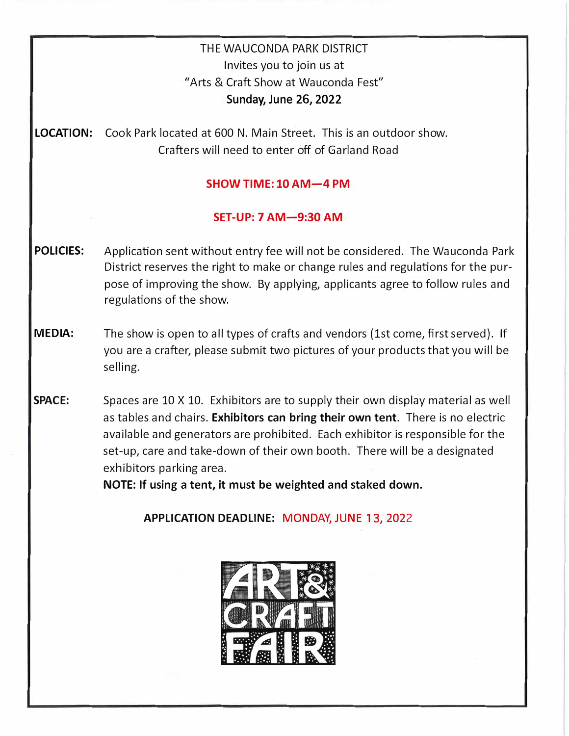THE WAUCONDA PARK DISTRICT
Invites you to join us at
"Arts & Craft Show at Wauconda Fest"
**Sunday, June 26, 2022**

**LOCATION:** Cook Park located at 600 N. Main Street. This is an outdoor show. Crafters will need to enter off of Garland Road

**SHOW TIME: 10 AM—4 PM**

**SET-UP: 7 AM—9:30 AM**

**POLICIES:** Application sent without entry fee will not be considered. The Wauconda Park District reserves the right to make or change rules and regulations for the purpose of improving the show. By applying, applicants agree to follow rules and regulations of the show.

**MEDIA:** The show is open to all types of crafts and vendors (1st come, first served). If you are a crafter, please submit two pictures of your products that you will be selling.

**SPACE:** Spaces are 10 X 10. Exhibitors are to supply their own display material as well as tables and chairs. **Exhibitors can bring their own tent**. There is no electric available and generators are prohibited. Each exhibitor is responsible for the set-up, care and take-down of their own booth. There will be a designated exhibitors parking area.

**NOTE: If using a tent, it must be weighted and staked down.**

**APPLICATION DEADLINE:** MONDAY, JUNE 13, 2022

ART & CRAFT FAIR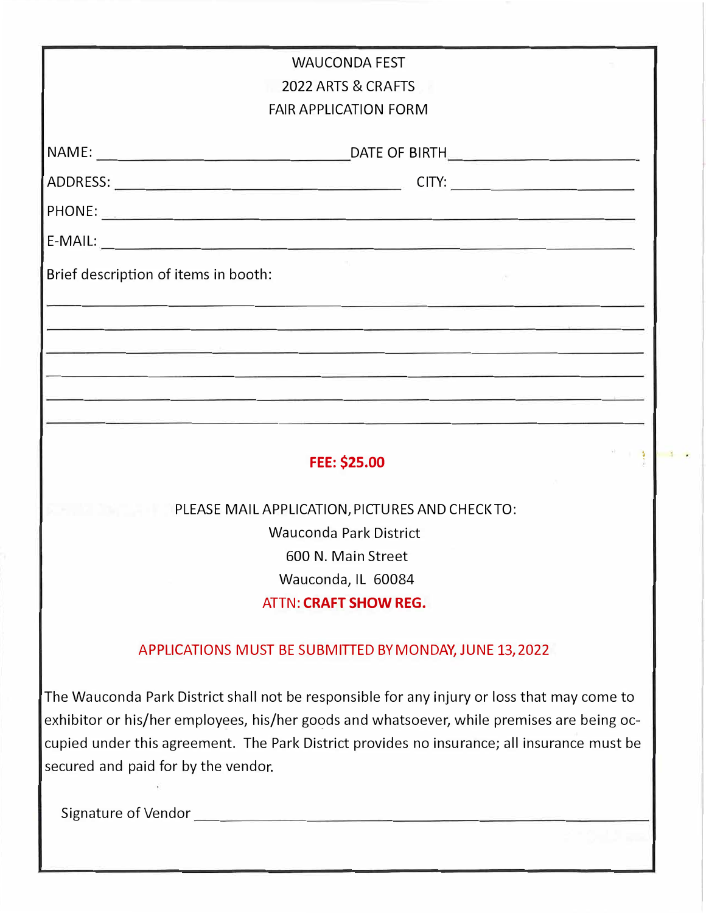# WAUCONDA FEST
## 2022 ARTS & CRAFTS
## FAIR APPLICATION FORM

NAME: ______________________________ DATE OF BIRTH ____________________

ADDRESS: ___________________________________ CITY: ____________________

PHONE: ______________________________________________________________

E-MAIL: ______________________________________________________________

Brief description of items in booth:

______________________________________________________________________

______________________________________________________________________

______________________________________________________________________

______________________________________________________________________

______________________________________________________________________

______________________________________________________________________

**FEE: $25.00**

PLEASE MAIL APPLICATION, PICTURES AND CHECK TO:
Wauconda Park District
600 N. Main Street
Wauconda, IL 60084
ATTN: **CRAFT SHOW REG.**

APPLICATIONS MUST BE SUBMITTED BY MONDAY, JUNE 13, 2022

The Wauconda Park District shall not be responsible for any injury or loss that may come to exhibitor or his/her employees, his/her goods and whatsoever, while premises are being occupied under this agreement. The Park District provides no insurance; all insurance must be secured and paid for by the vendor.

Signature of Vendor ____________________________________________